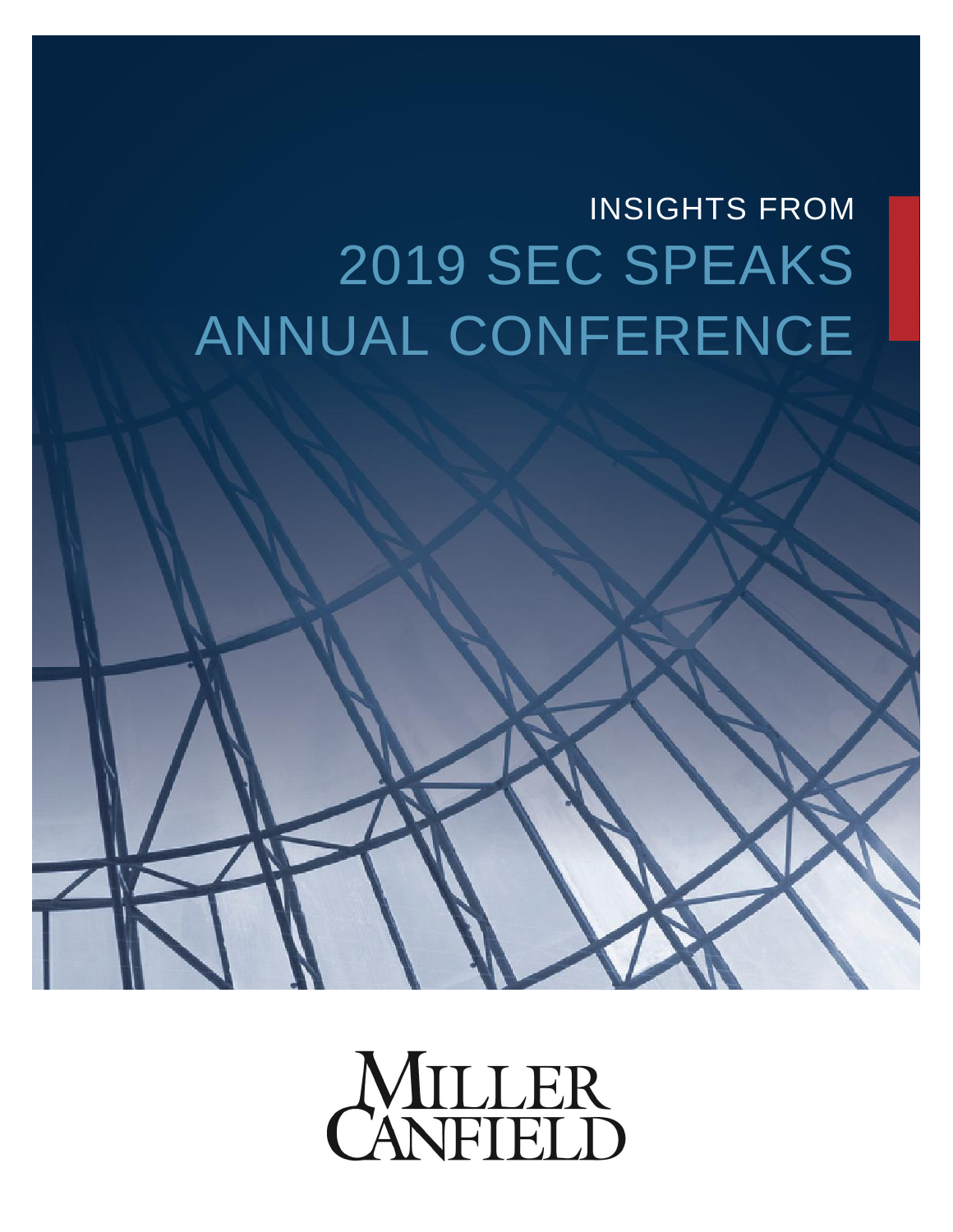INSIGHTS FROM

# 2019 SEC SPEAKS ANNUAL CONFERENCE

MILLER CANFIELD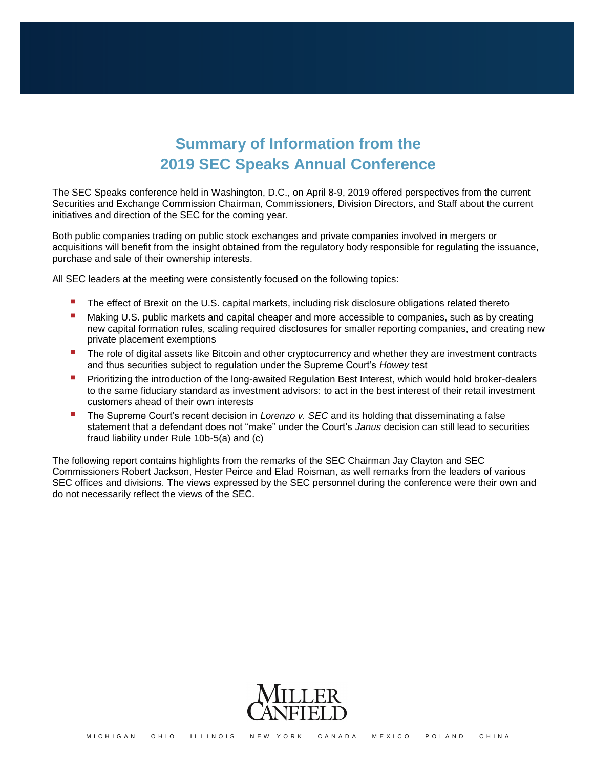# Summary of Information from the 2019 SEC Speaks Annual Conference

The SEC Speaks conference held in Washington, D.C., on April 8-9, 2019 offered perspectives from the current Securities and Exchange Commission Chairman, Commissioners, Division Directors, and Staff about the current initiatives and direction of the SEC for the coming year.

Both public companies trading on public stock exchanges and private companies involved in mergers or acquisitions will benefit from the insight obtained from the regulatory body responsible for regulating the issuance, purchase and sale of their ownership interests.

All SEC leaders at the meeting were consistently focused on the following topics:

- The effect of Brexit on the U.S. capital markets, including risk disclosure obligations related thereto
- Making U.S. public markets and capital cheaper and more accessible to companies, such as by creating new capital formation rules, scaling required disclosures for smaller reporting companies, and creating new private placement exemptions
- The role of digital assets like Bitcoin and other cryptocurrency and whether they are investment contracts and thus securities subject to regulation under the Supreme Court's *Howey* test
- Prioritizing the introduction of the long-awaited Regulation Best Interest, which would hold broker-dealers to the same fiduciary standard as investment advisors: to act in the best interest of their retail investment customers ahead of their own interests
- The Supreme Court's recent decision in *Lorenzo v. SEC* and its holding that disseminating a false statement that a defendant does not "make" under the Court's *Janus* decision can still lead to securities fraud liability under Rule 10b-5(a) and (c)

The following report contains highlights from the remarks of the SEC Chairman Jay Clayton and SEC Commissioners Robert Jackson, Hester Peirce and Elad Roisman, as well remarks from the leaders of various SEC offices and divisions. The views expressed by the SEC personnel during the conference were their own and do not necessarily reflect the views of the SEC.

MILLER CANFIELD

MICHIGAN OHIO ILLINOIS NEW YORK CANADA MEXICO POLAND CHINA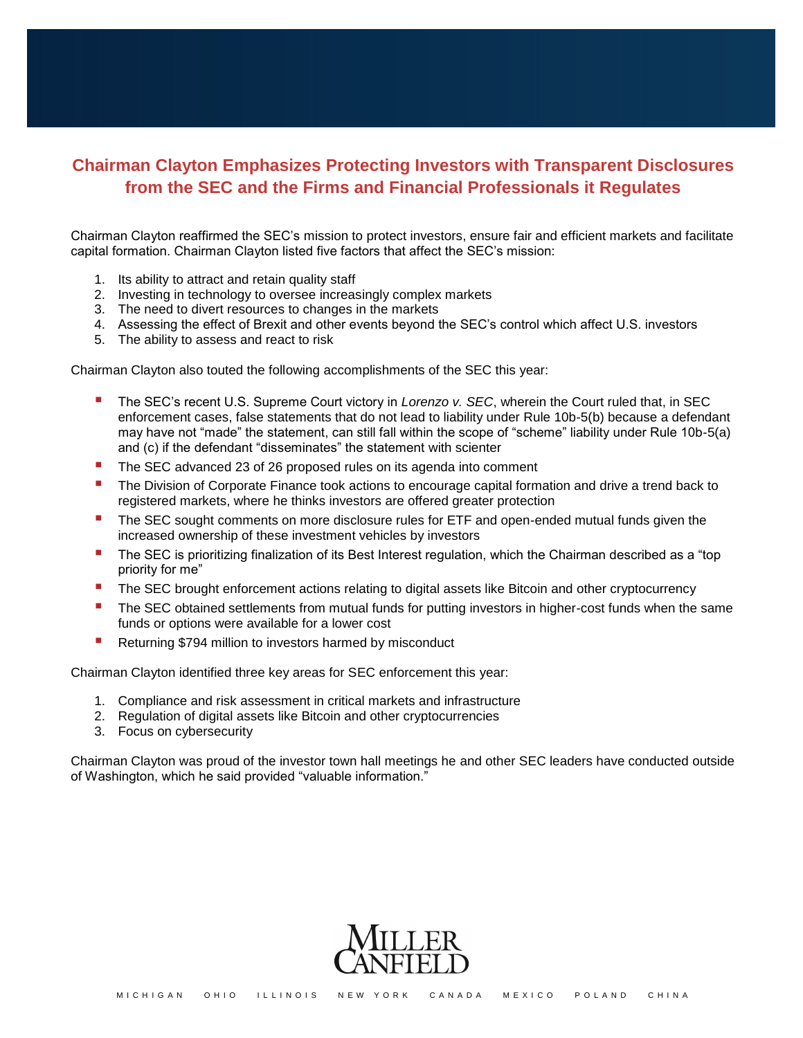## Chairman Clayton Emphasizes Protecting Investors with Transparent Disclosures from the SEC and the Firms and Financial Professionals it Regulates

Chairman Clayton reaffirmed the SEC's mission to protect investors, ensure fair and efficient markets and facilitate capital formation. Chairman Clayton listed five factors that affect the SEC's mission:

1. Its ability to attract and retain quality staff
2. Investing in technology to oversee increasingly complex markets
3. The need to divert resources to changes in the markets
4. Assessing the effect of Brexit and other events beyond the SEC's control which affect U.S. investors
5. The ability to assess and react to risk

Chairman Clayton also touted the following accomplishments of the SEC this year:

- The SEC's recent U.S. Supreme Court victory in *Lorenzo v. SEC*, wherein the Court ruled that, in SEC enforcement cases, false statements that do not lead to liability under Rule 10b-5(b) because a defendant may have not "made" the statement, can still fall within the scope of "scheme" liability under Rule 10b-5(a) and (c) if the defendant "disseminates" the statement with scienter
- The SEC advanced 23 of 26 proposed rules on its agenda into comment
- The Division of Corporate Finance took actions to encourage capital formation and drive a trend back to registered markets, where he thinks investors are offered greater protection
- The SEC sought comments on more disclosure rules for ETF and open-ended mutual funds given the increased ownership of these investment vehicles by investors
- The SEC is prioritizing finalization of its Best Interest regulation, which the Chairman described as a "top priority for me"
- The SEC brought enforcement actions relating to digital assets like Bitcoin and other cryptocurrency
- The SEC obtained settlements from mutual funds for putting investors in higher-cost funds when the same funds or options were available for a lower cost
- Returning $794 million to investors harmed by misconduct

Chairman Clayton identified three key areas for SEC enforcement this year:

1. Compliance and risk assessment in critical markets and infrastructure
2. Regulation of digital assets like Bitcoin and other cryptocurrencies
3. Focus on cybersecurity

Chairman Clayton was proud of the investor town hall meetings he and other SEC leaders have conducted outside of Washington, which he said provided "valuable information."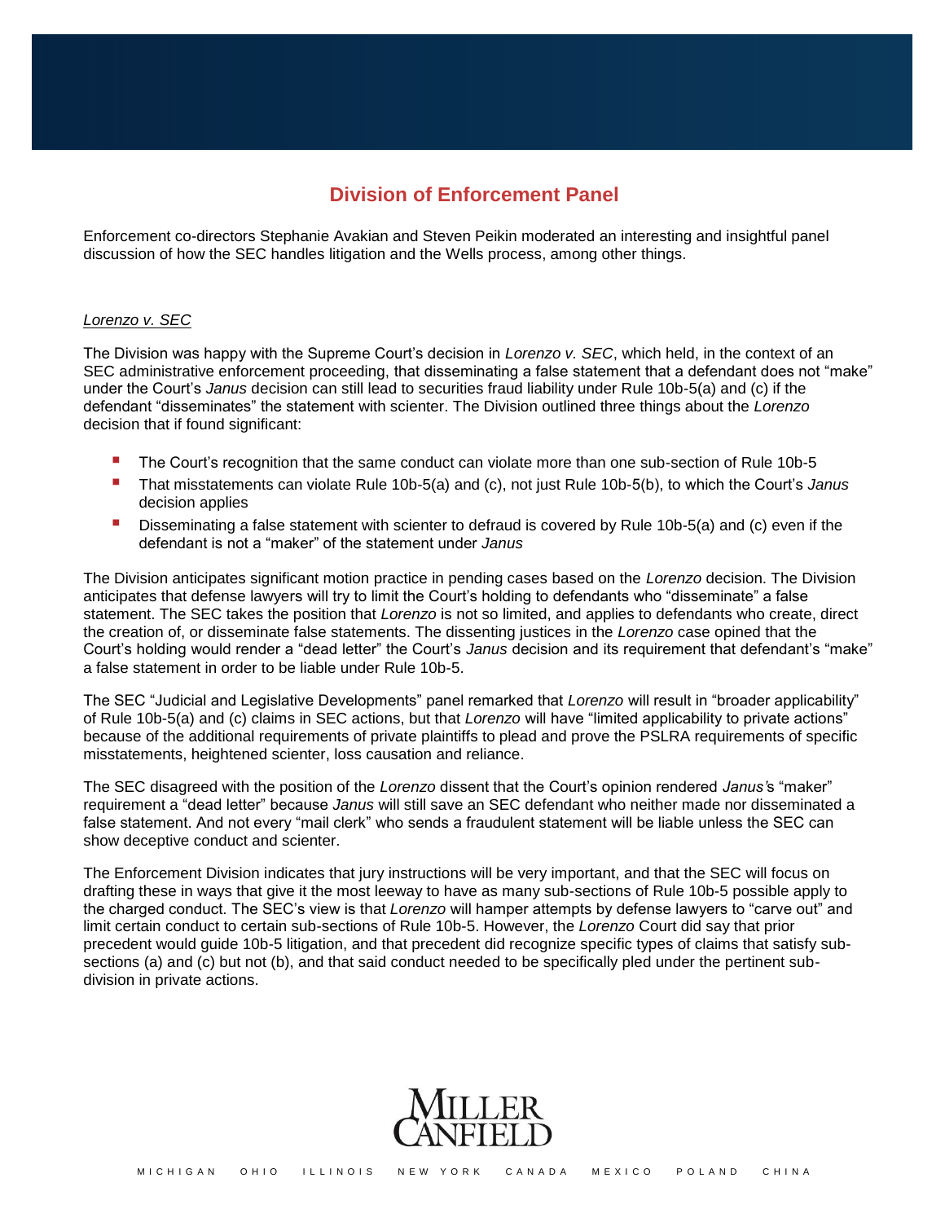## Division of Enforcement Panel

Enforcement co-directors Stephanie Avakian and Steven Peikin moderated an interesting and insightful panel discussion of how the SEC handles litigation and the Wells process, among other things.

### *Lorenzo v. SEC*

The Division was happy with the Supreme Court's decision in *Lorenzo v. SEC*, which held, in the context of an SEC administrative enforcement proceeding, that disseminating a false statement that a defendant does not "make" under the Court's *Janus* decision can still lead to securities fraud liability under Rule 10b-5(a) and (c) if the defendant "disseminates" the statement with scienter. The Division outlined three things about the *Lorenzo* decision that if found significant:

- The Court's recognition that the same conduct can violate more than one sub-section of Rule 10b-5
- That misstatements can violate Rule 10b-5(a) and (c), not just Rule 10b-5(b), to which the Court's *Janus* decision applies
- Disseminating a false statement with scienter to defraud is covered by Rule 10b-5(a) and (c) even if the defendant is not a "maker" of the statement under *Janus*

The Division anticipates significant motion practice in pending cases based on the *Lorenzo* decision. The Division anticipates that defense lawyers will try to limit the Court's holding to defendants who "disseminate" a false statement. The SEC takes the position that *Lorenzo* is not so limited, and applies to defendants who create, direct the creation of, or disseminate false statements. The dissenting justices in the *Lorenzo* case opined that the Court's holding would render a "dead letter" the Court's *Janus* decision and its requirement that defendant's "make" a false statement in order to be liable under Rule 10b-5.

The SEC "Judicial and Legislative Developments" panel remarked that *Lorenzo* will result in "broader applicability" of Rule 10b-5(a) and (c) claims in SEC actions, but that *Lorenzo* will have "limited applicability to private actions" because of the additional requirements of private plaintiffs to plead and prove the PSLRA requirements of specific misstatements, heightened scienter, loss causation and reliance.

The SEC disagreed with the position of the *Lorenzo* dissent that the Court's opinion rendered *Janus'*s "maker" requirement a "dead letter" because *Janus* will still save an SEC defendant who neither made nor disseminated a false statement. And not every "mail clerk" who sends a fraudulent statement will be liable unless the SEC can show deceptive conduct and scienter.

The Enforcement Division indicates that jury instructions will be very important, and that the SEC will focus on drafting these in ways that give it the most leeway to have as many sub-sections of Rule 10b-5 possible apply to the charged conduct. The SEC's view is that *Lorenzo* will hamper attempts by defense lawyers to "carve out" and limit certain conduct to certain sub-sections of Rule 10b-5. However, the *Lorenzo* Court did say that prior precedent would guide 10b-5 litigation, and that precedent did recognize specific types of claims that satisfy sub-sections (a) and (c) but not (b), and that said conduct needed to be specifically pled under the pertinent sub-division in private actions.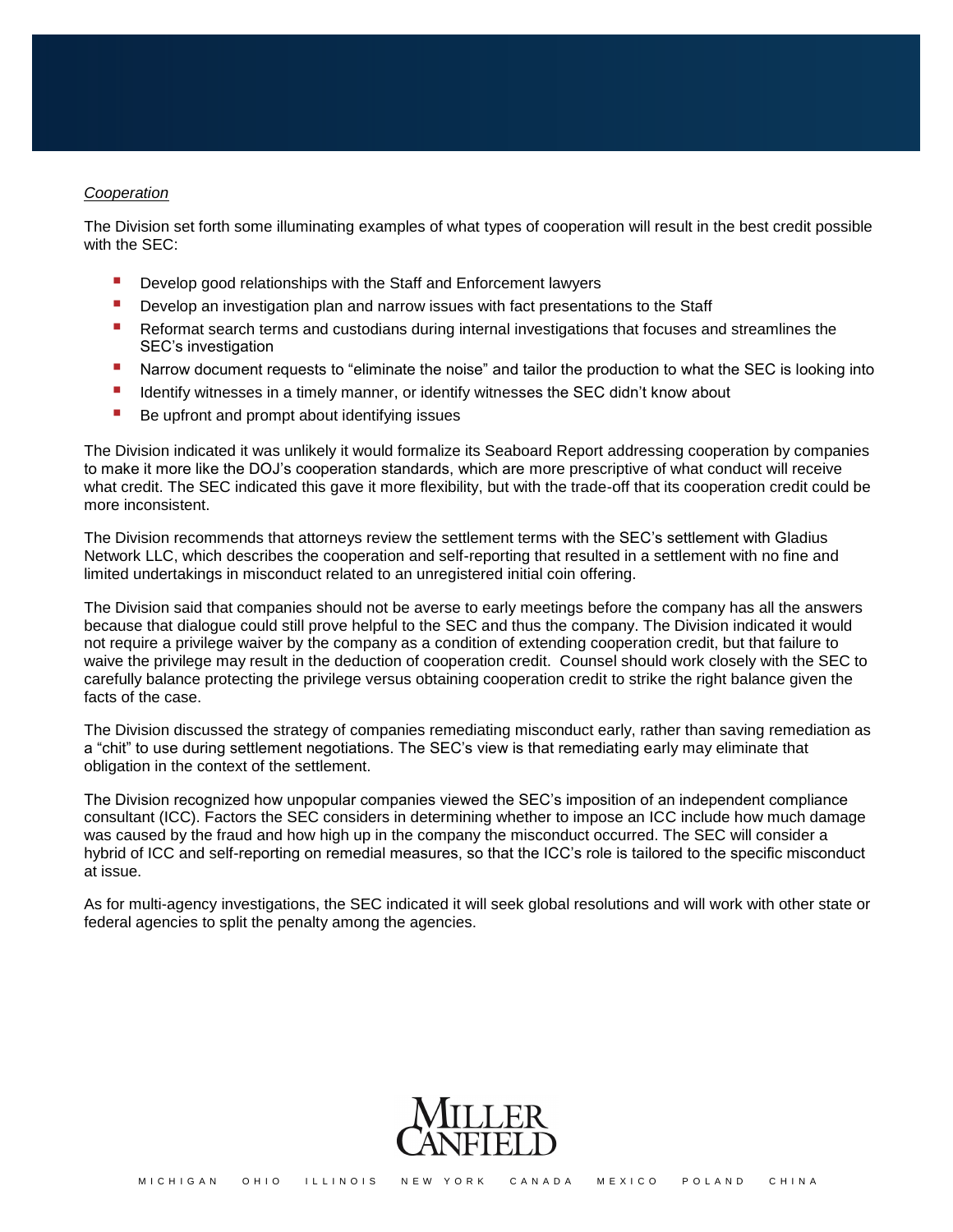*Cooperation*

The Division set forth some illuminating examples of what types of cooperation will result in the best credit possible with the SEC:

- Develop good relationships with the Staff and Enforcement lawyers
- Develop an investigation plan and narrow issues with fact presentations to the Staff
- Reformat search terms and custodians during internal investigations that focuses and streamlines the SEC's investigation
- Narrow document requests to "eliminate the noise" and tailor the production to what the SEC is looking into
- Identify witnesses in a timely manner, or identify witnesses the SEC didn't know about
- Be upfront and prompt about identifying issues

The Division indicated it was unlikely it would formalize its Seaboard Report addressing cooperation by companies to make it more like the DOJ's cooperation standards, which are more prescriptive of what conduct will receive what credit. The SEC indicated this gave it more flexibility, but with the trade-off that its cooperation credit could be more inconsistent.

The Division recommends that attorneys review the settlement terms with the SEC's settlement with Gladius Network LLC, which describes the cooperation and self-reporting that resulted in a settlement with no fine and limited undertakings in misconduct related to an unregistered initial coin offering.

The Division said that companies should not be averse to early meetings before the company has all the answers because that dialogue could still prove helpful to the SEC and thus the company. The Division indicated it would not require a privilege waiver by the company as a condition of extending cooperation credit, but that failure to waive the privilege may result in the deduction of cooperation credit. Counsel should work closely with the SEC to carefully balance protecting the privilege versus obtaining cooperation credit to strike the right balance given the facts of the case.

The Division discussed the strategy of companies remediating misconduct early, rather than saving remediation as a "chit" to use during settlement negotiations. The SEC's view is that remediating early may eliminate that obligation in the context of the settlement.

The Division recognized how unpopular companies viewed the SEC's imposition of an independent compliance consultant (ICC). Factors the SEC considers in determining whether to impose an ICC include how much damage was caused by the fraud and how high up in the company the misconduct occurred. The SEC will consider a hybrid of ICC and self-reporting on remedial measures, so that the ICC's role is tailored to the specific misconduct at issue.

As for multi-agency investigations, the SEC indicated it will seek global resolutions and will work with other state or federal agencies to split the penalty among the agencies.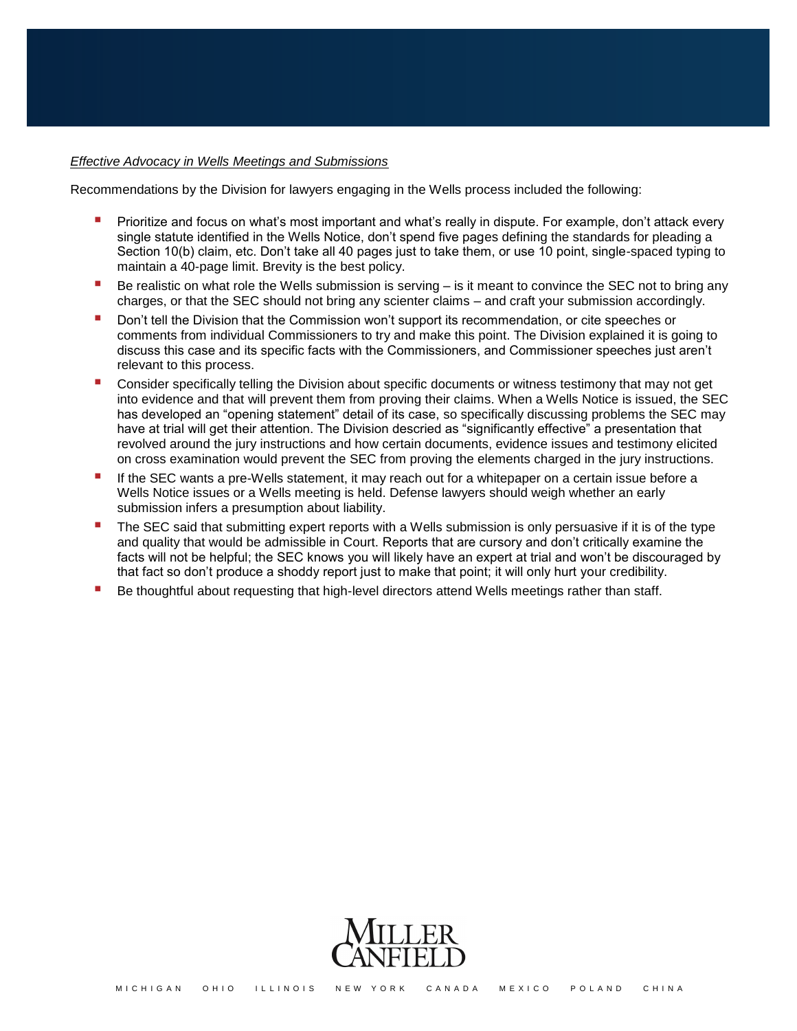*Effective Advocacy in Wells Meetings and Submissions*

Recommendations by the Division for lawyers engaging in the Wells process included the following:

- Prioritize and focus on what's most important and what's really in dispute. For example, don't attack every single statute identified in the Wells Notice, don't spend five pages defining the standards for pleading a Section 10(b) claim, etc. Don't take all 40 pages just to take them, or use 10 point, single-spaced typing to maintain a 40-page limit. Brevity is the best policy.
- Be realistic on what role the Wells submission is serving – is it meant to convince the SEC not to bring any charges, or that the SEC should not bring any scienter claims – and craft your submission accordingly.
- Don't tell the Division that the Commission won't support its recommendation, or cite speeches or comments from individual Commissioners to try and make this point. The Division explained it is going to discuss this case and its specific facts with the Commissioners, and Commissioner speeches just aren't relevant to this process.
- Consider specifically telling the Division about specific documents or witness testimony that may not get into evidence and that will prevent them from proving their claims. When a Wells Notice is issued, the SEC has developed an "opening statement" detail of its case, so specifically discussing problems the SEC may have at trial will get their attention. The Division descried as "significantly effective" a presentation that revolved around the jury instructions and how certain documents, evidence issues and testimony elicited on cross examination would prevent the SEC from proving the elements charged in the jury instructions.
- If the SEC wants a pre-Wells statement, it may reach out for a whitepaper on a certain issue before a Wells Notice issues or a Wells meeting is held. Defense lawyers should weigh whether an early submission infers a presumption about liability.
- The SEC said that submitting expert reports with a Wells submission is only persuasive if it is of the type and quality that would be admissible in Court. Reports that are cursory and don't critically examine the facts will not be helpful; the SEC knows you will likely have an expert at trial and won't be discouraged by that fact so don't produce a shoddy report just to make that point; it will only hurt your credibility.
- Be thoughtful about requesting that high-level directors attend Wells meetings rather than staff.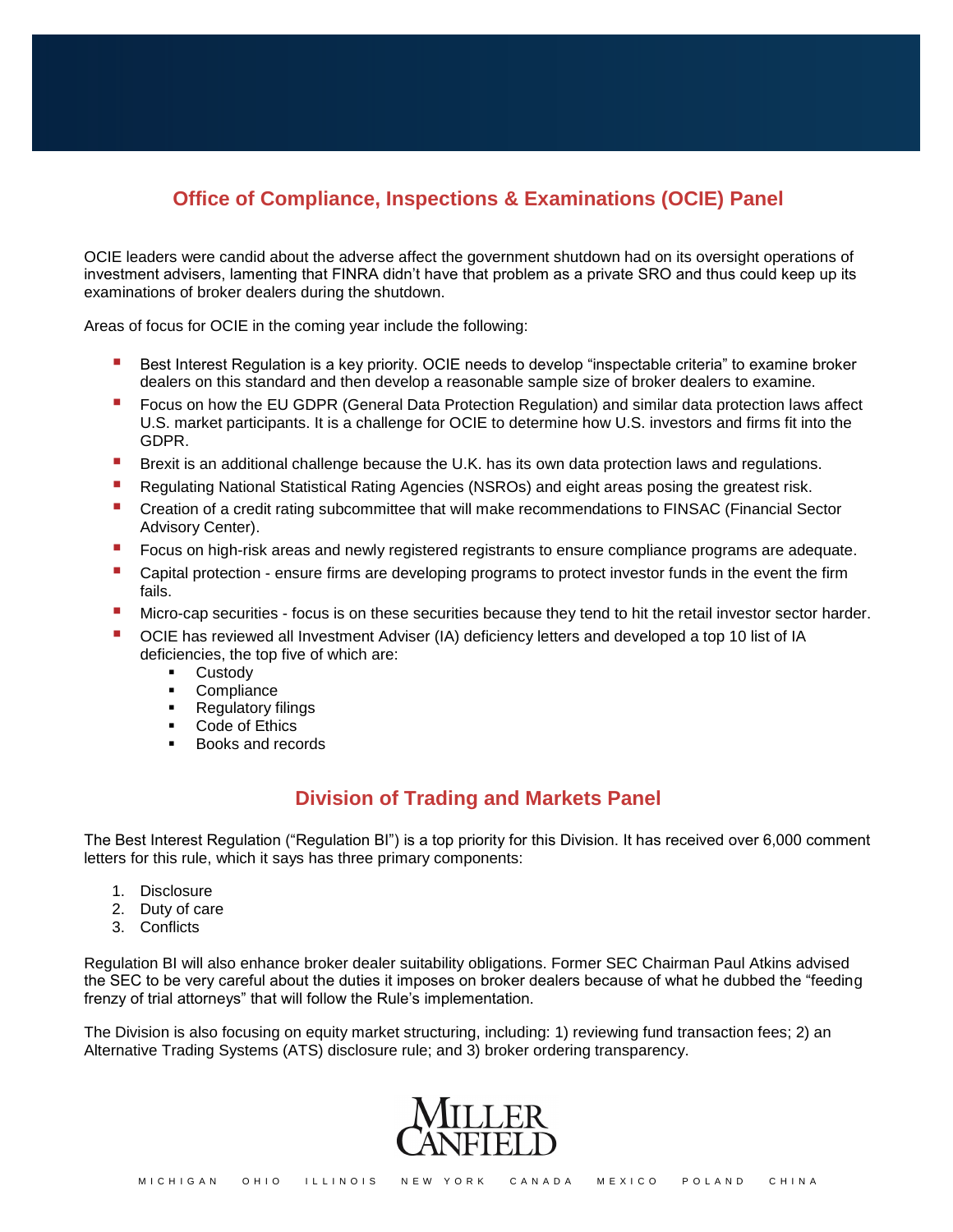## Office of Compliance, Inspections & Examinations (OCIE) Panel

OCIE leaders were candid about the adverse affect the government shutdown had on its oversight operations of investment advisers, lamenting that FINRA didn't have that problem as a private SRO and thus could keep up its examinations of broker dealers during the shutdown.

Areas of focus for OCIE in the coming year include the following:

- Best Interest Regulation is a key priority. OCIE needs to develop "inspectable criteria" to examine broker dealers on this standard and then develop a reasonable sample size of broker dealers to examine.
- Focus on how the EU GDPR (General Data Protection Regulation) and similar data protection laws affect U.S. market participants. It is a challenge for OCIE to determine how U.S. investors and firms fit into the GDPR.
- Brexit is an additional challenge because the U.K. has its own data protection laws and regulations.
- Regulating National Statistical Rating Agencies (NSROs) and eight areas posing the greatest risk.
- Creation of a credit rating subcommittee that will make recommendations to FINSAC (Financial Sector Advisory Center).
- Focus on high-risk areas and newly registered registrants to ensure compliance programs are adequate.
- Capital protection - ensure firms are developing programs to protect investor funds in the event the firm fails.
- Micro-cap securities - focus is on these securities because they tend to hit the retail investor sector harder.
- OCIE has reviewed all Investment Adviser (IA) deficiency letters and developed a top 10 list of IA deficiencies, the top five of which are:
  - Custody
  - Compliance
  - Regulatory filings
  - Code of Ethics
  - Books and records

## Division of Trading and Markets Panel

The Best Interest Regulation ("Regulation BI") is a top priority for this Division. It has received over 6,000 comment letters for this rule, which it says has three primary components:

1. Disclosure
2. Duty of care
3. Conflicts

Regulation BI will also enhance broker dealer suitability obligations. Former SEC Chairman Paul Atkins advised the SEC to be very careful about the duties it imposes on broker dealers because of what he dubbed the "feeding frenzy of trial attorneys" that will follow the Rule's implementation.

The Division is also focusing on equity market structuring, including: 1) reviewing fund transaction fees; 2) an Alternative Trading Systems (ATS) disclosure rule; and 3) broker ordering transparency.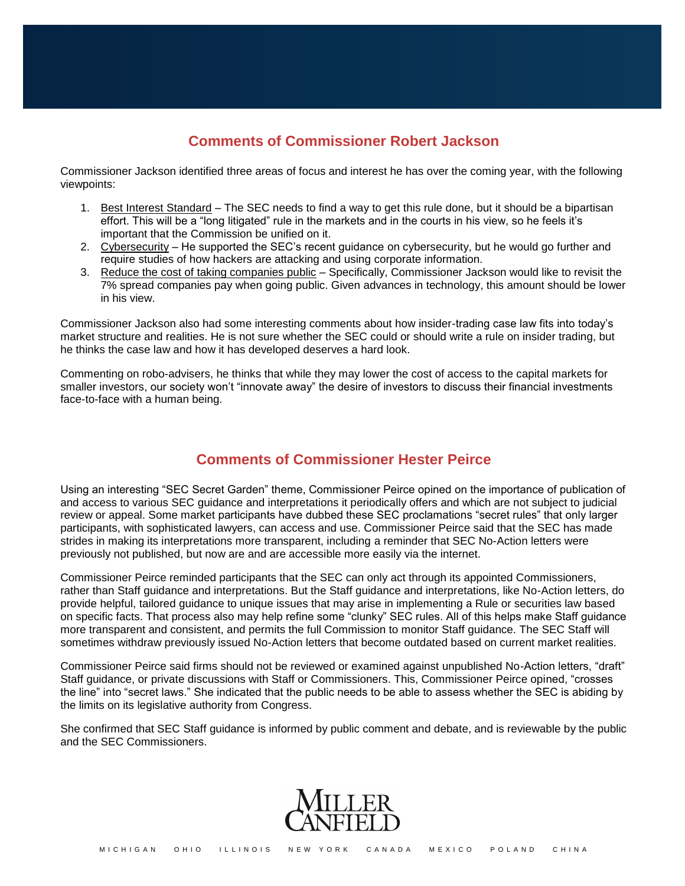## Comments of Commissioner Robert Jackson

Commissioner Jackson identified three areas of focus and interest he has over the coming year, with the following viewpoints:

1. Best Interest Standard – The SEC needs to find a way to get this rule done, but it should be a bipartisan effort. This will be a "long litigated" rule in the markets and in the courts in his view, so he feels it's important that the Commission be unified on it.
2. Cybersecurity – He supported the SEC's recent guidance on cybersecurity, but he would go further and require studies of how hackers are attacking and using corporate information.
3. Reduce the cost of taking companies public – Specifically, Commissioner Jackson would like to revisit the 7% spread companies pay when going public. Given advances in technology, this amount should be lower in his view.

Commissioner Jackson also had some interesting comments about how insider-trading case law fits into today's market structure and realities. He is not sure whether the SEC could or should write a rule on insider trading, but he thinks the case law and how it has developed deserves a hard look.

Commenting on robo-advisers, he thinks that while they may lower the cost of access to the capital markets for smaller investors, our society won't "innovate away" the desire of investors to discuss their financial investments face-to-face with a human being.

## Comments of Commissioner Hester Peirce

Using an interesting "SEC Secret Garden" theme, Commissioner Peirce opined on the importance of publication of and access to various SEC guidance and interpretations it periodically offers and which are not subject to judicial review or appeal. Some market participants have dubbed these SEC proclamations "secret rules" that only larger participants, with sophisticated lawyers, can access and use. Commissioner Peirce said that the SEC has made strides in making its interpretations more transparent, including a reminder that SEC No-Action letters were previously not published, but now are and are accessible more easily via the internet.

Commissioner Peirce reminded participants that the SEC can only act through its appointed Commissioners, rather than Staff guidance and interpretations. But the Staff guidance and interpretations, like No-Action letters, do provide helpful, tailored guidance to unique issues that may arise in implementing a Rule or securities law based on specific facts. That process also may help refine some "clunky" SEC rules. All of this helps make Staff guidance more transparent and consistent, and permits the full Commission to monitor Staff guidance. The SEC Staff will sometimes withdraw previously issued No-Action letters that become outdated based on current market realities.

Commissioner Peirce said firms should not be reviewed or examined against unpublished No-Action letters, "draft" Staff guidance, or private discussions with Staff or Commissioners. This, Commissioner Peirce opined, "crosses the line" into "secret laws." She indicated that the public needs to be able to assess whether the SEC is abiding by the limits on its legislative authority from Congress.

She confirmed that SEC Staff guidance is informed by public comment and debate, and is reviewable by the public and the SEC Commissioners.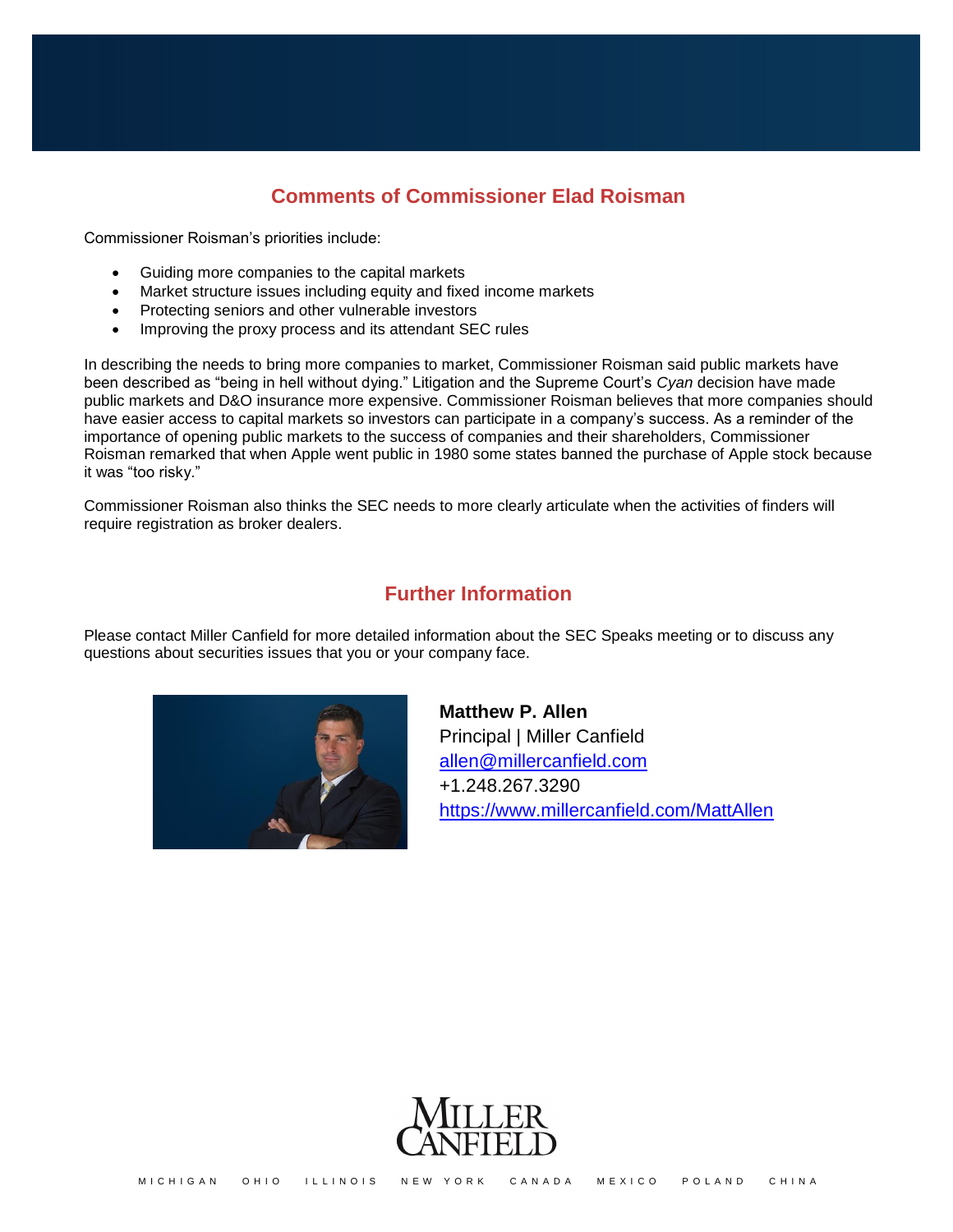## Comments of Commissioner Elad Roisman

Commissioner Roisman's priorities include:

- Guiding more companies to the capital markets
- Market structure issues including equity and fixed income markets
- Protecting seniors and other vulnerable investors
- Improving the proxy process and its attendant SEC rules

In describing the needs to bring more companies to market, Commissioner Roisman said public markets have been described as "being in hell without dying." Litigation and the Supreme Court's *Cyan* decision have made public markets and D&O insurance more expensive. Commissioner Roisman believes that more companies should have easier access to capital markets so investors can participate in a company's success. As a reminder of the importance of opening public markets to the success of companies and their shareholders, Commissioner Roisman remarked that when Apple went public in 1980 some states banned the purchase of Apple stock because it was "too risky."

Commissioner Roisman also thinks the SEC needs to more clearly articulate when the activities of finders will require registration as broker dealers.

## Further Information

Please contact Miller Canfield for more detailed information about the SEC Speaks meeting or to discuss any questions about securities issues that you or your company face.

**Matthew P. Allen**
Principal | Miller Canfield
allen@millercanfield.com
+1.248.267.3290
https://www.millercanfield.com/MattAllen

MILLER CANFIELD

MICHIGAN OHIO ILLINOIS NEW YORK CANADA MEXICO POLAND CHINA